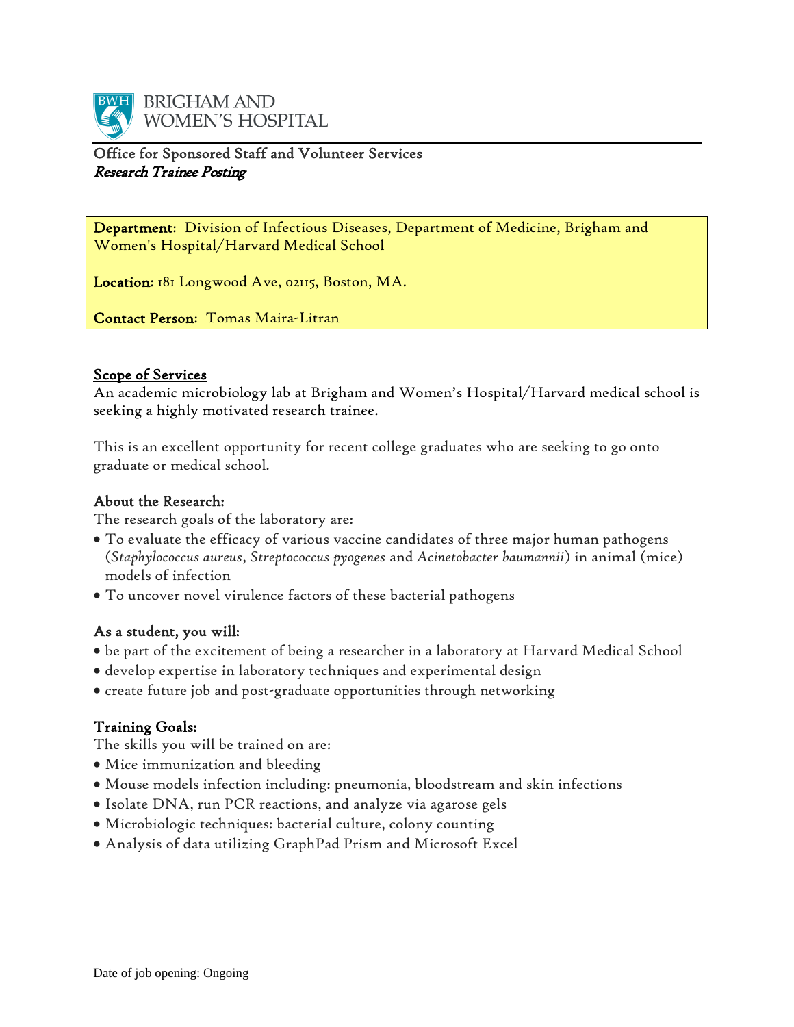BRIGHAM AND WOMEN'S HOSPITAL

Office for Sponsored Staff and Volunteer Services
*Research Trainee Posting*

**Department**: Division of Infectious Diseases, Department of Medicine, Brigham and Women's Hospital/Harvard Medical School

**Location**: 181 Longwood Ave, 02115, Boston, MA.

**Contact Person**: Tomas Maira-Litran

## Scope of Services

An academic microbiology lab at Brigham and Women's Hospital/Harvard medical school is seeking a highly motivated research trainee.

This is an excellent opportunity for recent college graduates who are seeking to go onto graduate or medical school.

### About the Research:

The research goals of the laboratory are:

- To evaluate the efficacy of various vaccine candidates of three major human pathogens (*Staphylococcus aureus*, *Streptococcus pyogenes* and *Acinetobacter baumannii*) in animal (mice) models of infection
- To uncover novel virulence factors of these bacterial pathogens

### As a student, you will:

- be part of the excitement of being a researcher in a laboratory at Harvard Medical School
- develop expertise in laboratory techniques and experimental design
- create future job and post-graduate opportunities through networking

### Training Goals:

The skills you will be trained on are:

- Mice immunization and bleeding
- Mouse models infection including: pneumonia, bloodstream and skin infections
- Isolate DNA, run PCR reactions, and analyze via agarose gels
- Microbiologic techniques: bacterial culture, colony counting
- Analysis of data utilizing GraphPad Prism and Microsoft Excel

Date of job opening: Ongoing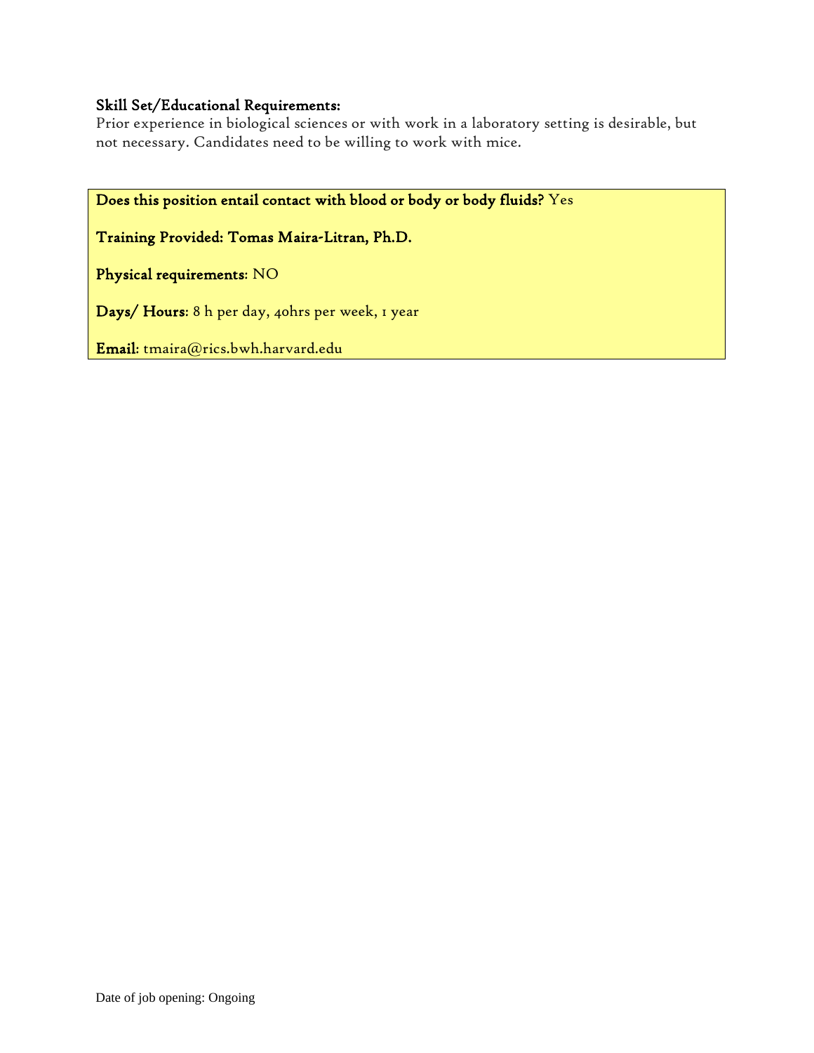**Skill Set/Educational Requirements:**
Prior experience in biological sciences or with work in a laboratory setting is desirable, but not necessary. Candidates need to be willing to work with mice.

**Does this position entail contact with blood or body or body fluids?** Yes

**Training Provided: Tomas Maira-Litran, Ph.D.**

**Physical requirements**: NO

**Days/ Hours**: 8 h per day, 40hrs per week, 1 year

**Email**: tmaira@rics.bwh.harvard.edu

Date of job opening: Ongoing